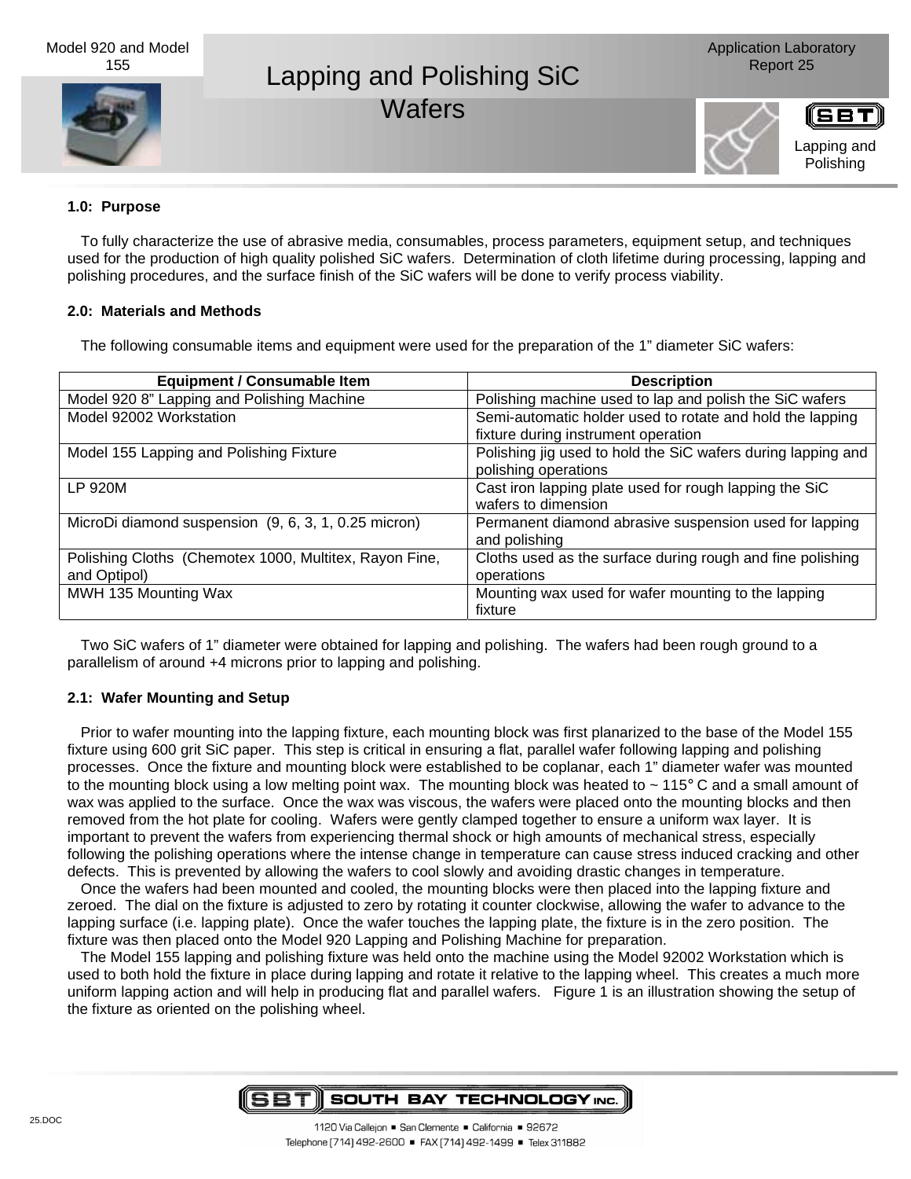Model 920 and Model 155

# Lapping and Polishing SiC Wafers

Application Laboratory Report 25

Lapping and Polishing

## 1.0: Purpose

To fully characterize the use of abrasive media, consumables, process parameters, equipment setup, and techniques used for the production of high quality polished SiC wafers. Determination of cloth lifetime during processing, lapping and polishing procedures, and the surface finish of the SiC wafers will be done to verify process viability.

## 2.0: Materials and Methods

The following consumable items and equipment were used for the preparation of the 1" diameter SiC wafers:

| Equipment / Consumable Item | Description |
|---|---|
| Model 920 8" Lapping and Polishing Machine | Polishing machine used to lap and polish the SiC wafers |
| Model 92002 Workstation | Semi-automatic holder used to rotate and hold the lapping fixture during instrument operation |
| Model 155 Lapping and Polishing Fixture | Polishing jig used to hold the SiC wafers during lapping and polishing operations |
| LP 920M | Cast iron lapping plate used for rough lapping the SiC wafers to dimension |
| MicroDi diamond suspension (9, 6, 3, 1, 0.25 micron) | Permanent diamond abrasive suspension used for lapping and polishing |
| Polishing Cloths (Chemotex 1000, Multitex, Rayon Fine, and Optipol) | Cloths used as the surface during rough and fine polishing operations |
| MWH 135 Mounting Wax | Mounting wax used for wafer mounting to the lapping fixture |

Two SiC wafers of 1" diameter were obtained for lapping and polishing. The wafers had been rough ground to a parallelism of around +4 microns prior to lapping and polishing.

### 2.1: Wafer Mounting and Setup

Prior to wafer mounting into the lapping fixture, each mounting block was first planarized to the base of the Model 155 fixture using 600 grit SiC paper. This step is critical in ensuring a flat, parallel wafer following lapping and polishing processes. Once the fixture and mounting block were established to be coplanar, each 1" diameter wafer was mounted to the mounting block using a low melting point wax. The mounting block was heated to ~ 115° C and a small amount of wax was applied to the surface. Once the wax was viscous, the wafers were placed onto the mounting blocks and then removed from the hot plate for cooling. Wafers were gently clamped together to ensure a uniform wax layer. It is important to prevent the wafers from experiencing thermal shock or high amounts of mechanical stress, especially following the polishing operations where the intense change in temperature can cause stress induced cracking and other defects. This is prevented by allowing the wafers to cool slowly and avoiding drastic changes in temperature.

Once the wafers had been mounted and cooled, the mounting blocks were then placed into the lapping fixture and zeroed. The dial on the fixture is adjusted to zero by rotating it counter clockwise, allowing the wafer to advance to the lapping surface (i.e. lapping plate). Once the wafer touches the lapping plate, the fixture is in the zero position. The fixture was then placed onto the Model 920 Lapping and Polishing Machine for preparation.

The Model 155 lapping and polishing fixture was held onto the machine using the Model 92002 Workstation which is used to both hold the fixture in place during lapping and rotate it relative to the lapping wheel. This creates a much more uniform lapping action and will help in producing flat and parallel wafers. Figure 1 is an illustration showing the setup of the fixture as oriented on the polishing wheel.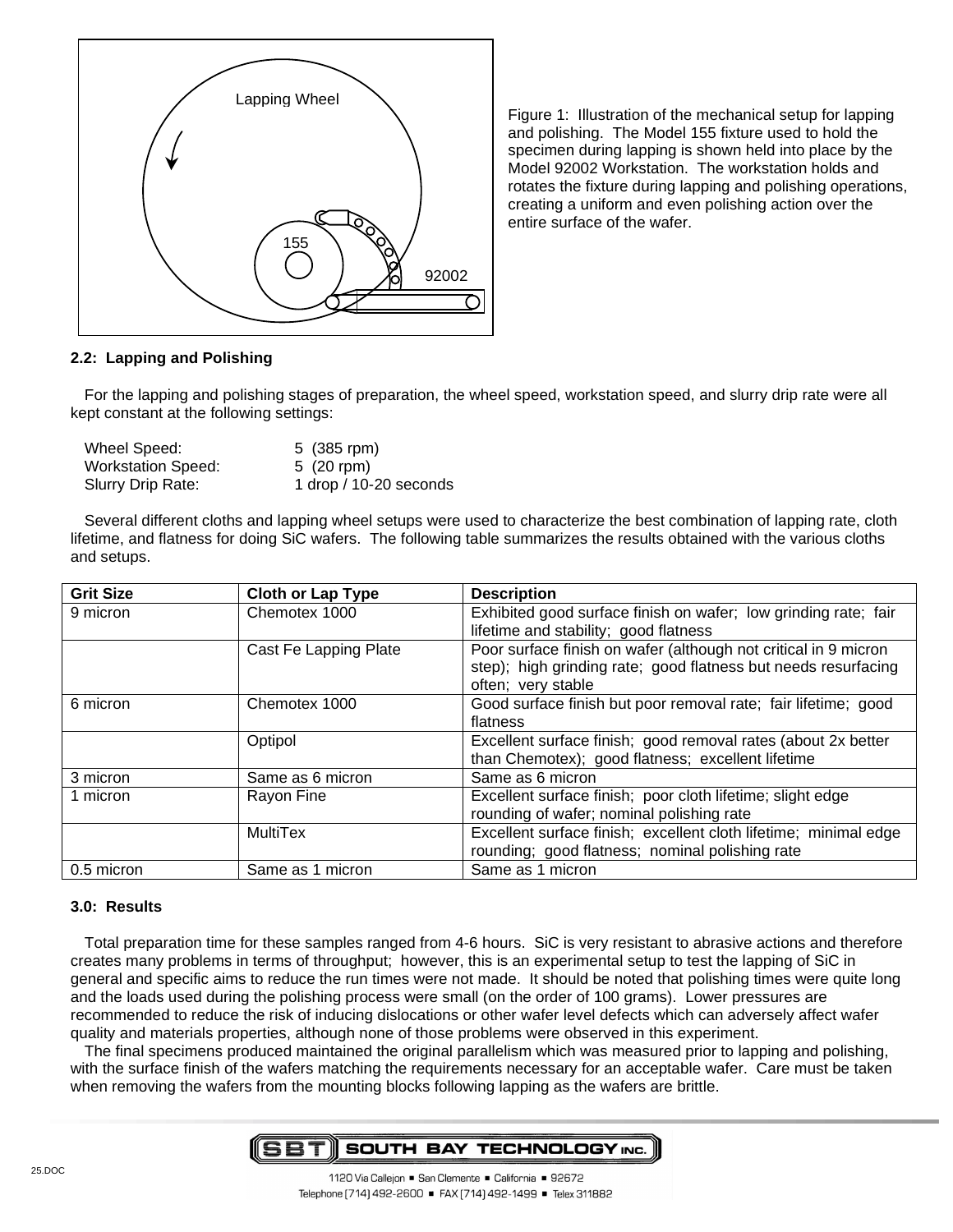Figure 1: Illustration of the mechanical setup for lapping and polishing. The Model 155 fixture used to hold the specimen during lapping is shown held into place by the Model 92002 Workstation. The workstation holds and rotates the fixture during lapping and polishing operations, creating a uniform and even polishing action over the entire surface of the wafer.

**2.2: Lapping and Polishing**

For the lapping and polishing stages of preparation, the wheel speed, workstation speed, and slurry drip rate were all kept constant at the following settings:

Wheel Speed: 5 (385 rpm)
Workstation Speed: 5 (20 rpm)
Slurry Drip Rate: 1 drop / 10-20 seconds

Several different cloths and lapping wheel setups were used to characterize the best combination of lapping rate, cloth lifetime, and flatness for doing SiC wafers. The following table summarizes the results obtained with the various cloths and setups.

| Grit Size | Cloth or Lap Type | Description |
|---|---|---|
| 9 micron | Chemotex 1000 | Exhibited good surface finish on wafer; low grinding rate; fair lifetime and stability; good flatness |
| | Cast Fe Lapping Plate | Poor surface finish on wafer (although not critical in 9 micron step); high grinding rate; good flatness but needs resurfacing often; very stable |
| 6 micron | Chemotex 1000 | Good surface finish but poor removal rate; fair lifetime; good flatness |
| | Optipol | Excellent surface finish; good removal rates (about 2x better than Chemotex); good flatness; excellent lifetime |
| 3 micron | Same as 6 micron | Same as 6 micron |
| 1 micron | Rayon Fine | Excellent surface finish; poor cloth lifetime; slight edge rounding of wafer; nominal polishing rate |
| | MultiTex | Excellent surface finish; excellent cloth lifetime; minimal edge rounding; good flatness; nominal polishing rate |
| 0.5 micron | Same as 1 micron | Same as 1 micron |

**3.0: Results**

Total preparation time for these samples ranged from 4-6 hours. SiC is very resistant to abrasive actions and therefore creates many problems in terms of throughput; however, this is an experimental setup to test the lapping of SiC in general and specific aims to reduce the run times were not made. It should be noted that polishing times were quite long and the loads used during the polishing process were small (on the order of 100 grams). Lower pressures are recommended to reduce the risk of inducing dislocations or other wafer level defects which can adversely affect wafer quality and materials properties, although none of those problems were observed in this experiment.

The final specimens produced maintained the original parallelism which was measured prior to lapping and polishing, with the surface finish of the wafers matching the requirements necessary for an acceptable wafer. Care must be taken when removing the wafers from the mounting blocks following lapping as the wafers are brittle.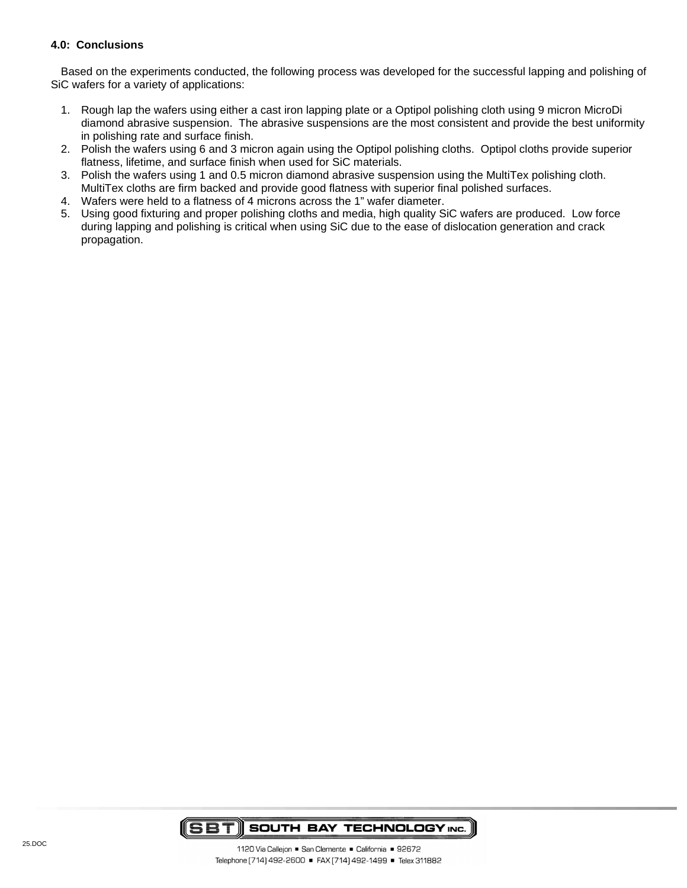### 4.0: Conclusions

Based on the experiments conducted, the following process was developed for the successful lapping and polishing of SiC wafers for a variety of applications:

1. Rough lap the wafers using either a cast iron lapping plate or a Optipol polishing cloth using 9 micron MicroDi diamond abrasive suspension. The abrasive suspensions are the most consistent and provide the best uniformity in polishing rate and surface finish.
2. Polish the wafers using 6 and 3 micron again using the Optipol polishing cloths. Optipol cloths provide superior flatness, lifetime, and surface finish when used for SiC materials.
3. Polish the wafers using 1 and 0.5 micron diamond abrasive suspension using the MultiTex polishing cloth. MultiTex cloths are firm backed and provide good flatness with superior final polished surfaces.
4. Wafers were held to a flatness of 4 microns across the 1" wafer diameter.
5. Using good fixturing and proper polishing cloths and media, high quality SiC wafers are produced. Low force during lapping and polishing is critical when using SiC due to the ease of dislocation generation and crack propagation.